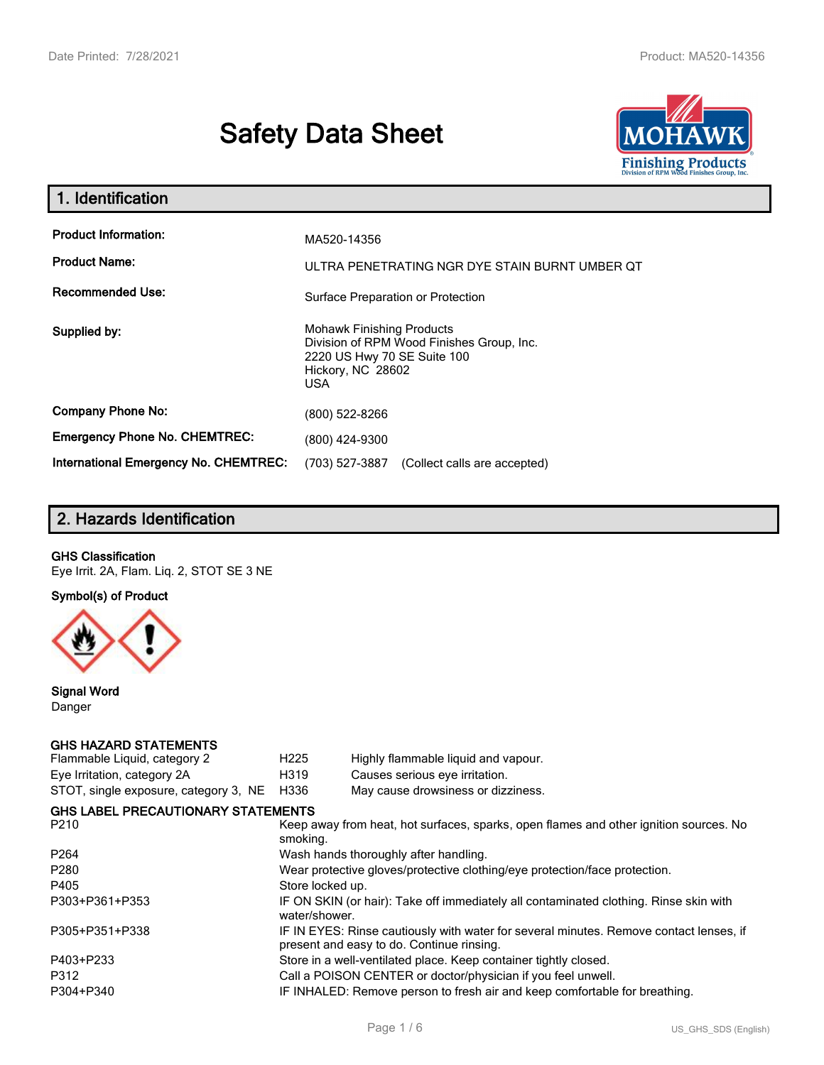# Safety Data Sheet

## 1. Identification

| | |
|---|---|
| **Product Information:** | MA520-14356 |
| **Product Name:** | ULTRA PENETRATING NGR DYE STAIN BURNT UMBER QT |
| **Recommended Use:** | Surface Preparation or Protection |
| **Supplied by:** | Mohawk Finishing Products<br>Division of RPM Wood Finishes Group, Inc.<br>2220 US Hwy 70 SE Suite 100<br>Hickory, NC 28602<br>USA |
| **Company Phone No:** | (800) 522-8266 |
| **Emergency Phone No. CHEMTREC:** | (800) 424-9300 |
| **International Emergency No. CHEMTREC:** | (703) 527-3887 (Collect calls are accepted) |

## 2. Hazards Identification

**GHS Classification**

Eye Irrit. 2A, Flam. Liq. 2, STOT SE 3 NE

**Symbol(s) of Product**

**Signal Word**

Danger

**GHS HAZARD STATEMENTS**

| | | |
|---|---|---|
| Flammable Liquid, category 2 | H225 | Highly flammable liquid and vapour. |
| Eye Irritation, category 2A | H319 | Causes serious eye irritation. |
| STOT, single exposure, category 3, NE | H336 | May cause drowsiness or dizziness. |

**GHS LABEL PRECAUTIONARY STATEMENTS**

| | |
|---|---|
| P210 | Keep away from heat, hot surfaces, sparks, open flames and other ignition sources. No smoking. |
| P264 | Wash hands thoroughly after handling. |
| P280 | Wear protective gloves/protective clothing/eye protection/face protection. |
| P405 | Store locked up. |
| P303+P361+P353 | IF ON SKIN (or hair): Take off immediately all contaminated clothing. Rinse skin with water/shower. |
| P305+P351+P338 | IF IN EYES: Rinse cautiously with water for several minutes. Remove contact lenses, if present and easy to do. Continue rinsing. |
| P403+P233 | Store in a well-ventilated place. Keep container tightly closed. |
| P312 | Call a POISON CENTER or doctor/physician if you feel unwell. |
| P304+P340 | IF INHALED: Remove person to fresh air and keep comfortable for breathing. |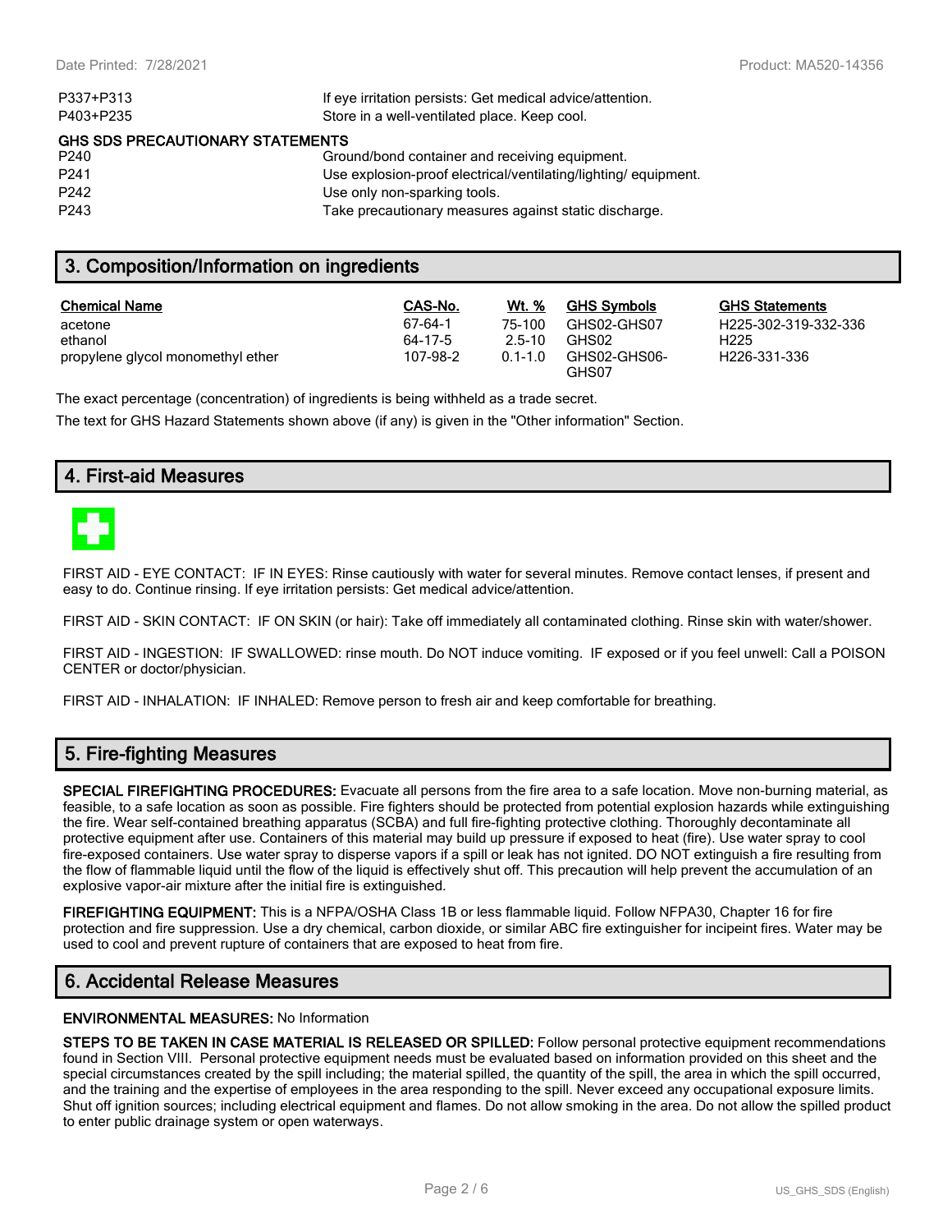| | |
|---|---|
| P337+P313 | If eye irritation persists: Get medical advice/attention. |
| P403+P235 | Store in a well-ventilated place. Keep cool. |

**GHS SDS PRECAUTIONARY STATEMENTS**

| | |
|---|---|
| P240 | Ground/bond container and receiving equipment. |
| P241 | Use explosion-proof electrical/ventilating/lighting/ equipment. |
| P242 | Use only non-sparking tools. |
| P243 | Take precautionary measures against static discharge. |

## 3. Composition/Information on ingredients

| Chemical Name | CAS-No. | Wt. % | GHS Symbols | GHS Statements |
|---|---|---|---|---|
| acetone | 67-64-1 | 75-100 | GHS02-GHS07 | H225-302-319-332-336 |
| ethanol | 64-17-5 | 2.5-10 | GHS02 | H225 |
| propylene glycol monomethyl ether | 107-98-2 | 0.1-1.0 | GHS02-GHS06-GHS07 | H226-331-336 |

The exact percentage (concentration) of ingredients is being withheld as a trade secret.

The text for GHS Hazard Statements shown above (if any) is given in the "Other information" Section.

## 4. First-aid Measures

FIRST AID - EYE CONTACT: IF IN EYES: Rinse cautiously with water for several minutes. Remove contact lenses, if present and easy to do. Continue rinsing. If eye irritation persists: Get medical advice/attention.

FIRST AID - SKIN CONTACT: IF ON SKIN (or hair): Take off immediately all contaminated clothing. Rinse skin with water/shower.

FIRST AID - INGESTION: IF SWALLOWED: rinse mouth. Do NOT induce vomiting. IF exposed or if you feel unwell: Call a POISON CENTER or doctor/physician.

FIRST AID - INHALATION: IF INHALED: Remove person to fresh air and keep comfortable for breathing.

## 5. Fire-fighting Measures

**SPECIAL FIREFIGHTING PROCEDURES:** Evacuate all persons from the fire area to a safe location. Move non-burning material, as feasible, to a safe location as soon as possible. Fire fighters should be protected from potential explosion hazards while extinguishing the fire. Wear self-contained breathing apparatus (SCBA) and full fire-fighting protective clothing. Thoroughly decontaminate all protective equipment after use. Containers of this material may build up pressure if exposed to heat (fire). Use water spray to cool fire-exposed containers. Use water spray to disperse vapors if a spill or leak has not ignited. DO NOT extinguish a fire resulting from the flow of flammable liquid until the flow of the liquid is effectively shut off. This precaution will help prevent the accumulation of an explosive vapor-air mixture after the initial fire is extinguished.

**FIREFIGHTING EQUIPMENT:** This is a NFPA/OSHA Class 1B or less flammable liquid. Follow NFPA30, Chapter 16 for fire protection and fire suppression. Use a dry chemical, carbon dioxide, or similar ABC fire extinguisher for incipeint fires. Water may be used to cool and prevent rupture of containers that are exposed to heat from fire.

## 6. Accidental Release Measures

**ENVIRONMENTAL MEASURES:** No Information

**STEPS TO BE TAKEN IN CASE MATERIAL IS RELEASED OR SPILLED:** Follow personal protective equipment recommendations found in Section VIII. Personal protective equipment needs must be evaluated based on information provided on this sheet and the special circumstances created by the spill including; the material spilled, the quantity of the spill, the area in which the spill occurred, and the training and the expertise of employees in the area responding to the spill. Never exceed any occupational exposure limits. Shut off ignition sources; including electrical equipment and flames. Do not allow smoking in the area. Do not allow the spilled product to enter public drainage system or open waterways.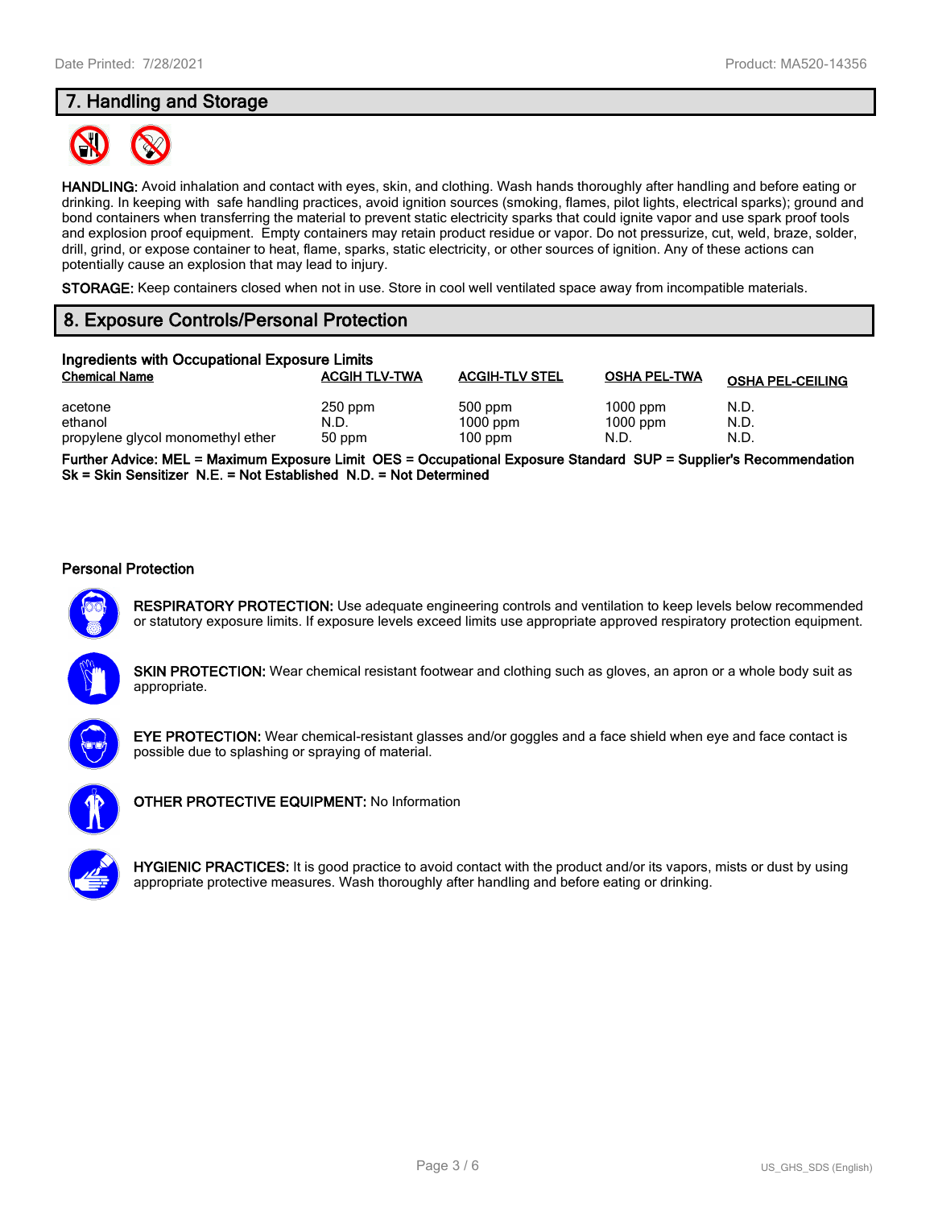## 7. Handling and Storage

**HANDLING:** Avoid inhalation and contact with eyes, skin, and clothing. Wash hands thoroughly after handling and before eating or drinking. In keeping with safe handling practices, avoid ignition sources (smoking, flames, pilot lights, electrical sparks); ground and bond containers when transferring the material to prevent static electricity sparks that could ignite vapor and use spark proof tools and explosion proof equipment. Empty containers may retain product residue or vapor. Do not pressurize, cut, weld, braze, solder, drill, grind, or expose container to heat, flame, sparks, static electricity, or other sources of ignition. Any of these actions can potentially cause an explosion that may lead to injury.

**STORAGE:** Keep containers closed when not in use. Store in cool well ventilated space away from incompatible materials.

## 8. Exposure Controls/Personal Protection

### Ingredients with Occupational Exposure Limits

| Chemical Name | ACGIH TLV-TWA | ACGIH-TLV STEL | OSHA PEL-TWA | OSHA PEL-CEILING |
|---|---|---|---|---|
| acetone | 250 ppm | 500 ppm | 1000 ppm | N.D. |
| ethanol | N.D. | 1000 ppm | 1000 ppm | N.D. |
| propylene glycol monomethyl ether | 50 ppm | 100 ppm | N.D. | N.D. |

**Further Advice: MEL = Maximum Exposure Limit OES = Occupational Exposure Standard SUP = Supplier's Recommendation Sk = Skin Sensitizer N.E. = Not Established N.D. = Not Determined**

### Personal Protection

**RESPIRATORY PROTECTION:** Use adequate engineering controls and ventilation to keep levels below recommended or statutory exposure limits. If exposure levels exceed limits use appropriate approved respiratory protection equipment.

**SKIN PROTECTION:** Wear chemical resistant footwear and clothing such as gloves, an apron or a whole body suit as appropriate.

**EYE PROTECTION:** Wear chemical-resistant glasses and/or goggles and a face shield when eye and face contact is possible due to splashing or spraying of material.

**OTHER PROTECTIVE EQUIPMENT:** No Information

**HYGIENIC PRACTICES:** It is good practice to avoid contact with the product and/or its vapors, mists or dust by using appropriate protective measures. Wash thoroughly after handling and before eating or drinking.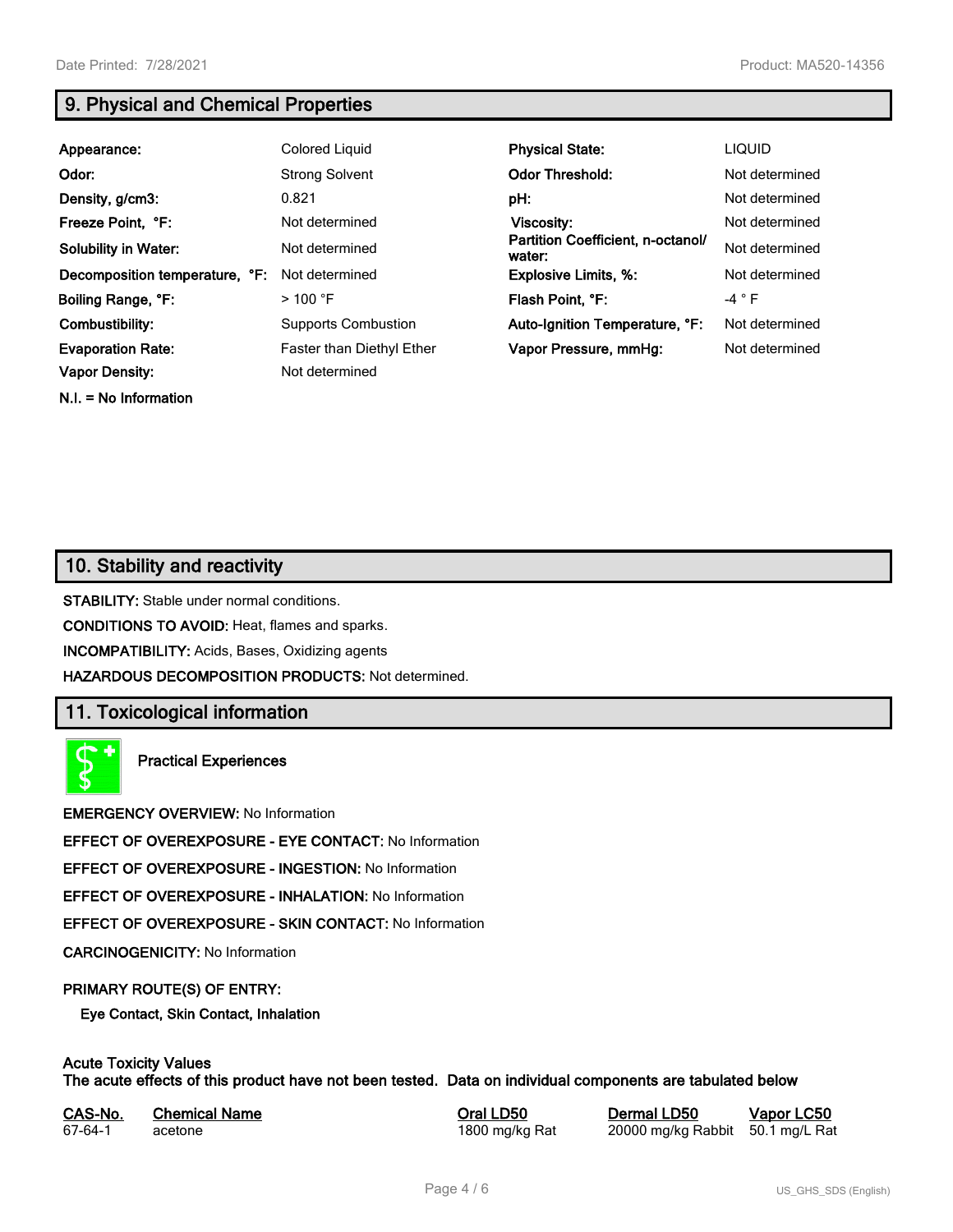## 9. Physical and Chemical Properties

| | | | |
|---|---|---|---|
| **Appearance:** | Colored Liquid | **Physical State:** | LIQUID |
| **Odor:** | Strong Solvent | **Odor Threshold:** | Not determined |
| **Density, g/cm3:** | 0.821 | **pH:** | Not determined |
| **Freeze Point, °F:** | Not determined | **Viscosity:** | Not determined |
| **Solubility in Water:** | Not determined | **Partition Coefficient, n-octanol/ water:** | Not determined |
| **Decomposition temperature, °F:** | Not determined | **Explosive Limits, %:** | Not determined |
| **Boiling Range, °F:** | > 100 °F | **Flash Point, °F:** | -4 ° F |
| **Combustibility:** | Supports Combustion | **Auto-Ignition Temperature, °F:** | Not determined |
| **Evaporation Rate:** | Faster than Diethyl Ether | **Vapor Pressure, mmHg:** | Not determined |
| **Vapor Density:** | Not determined | | |

**N.I. = No Information**

## 10. Stability and reactivity

**STABILITY:** Stable under normal conditions.

**CONDITIONS TO AVOID:** Heat, flames and sparks.

**INCOMPATIBILITY:** Acids, Bases, Oxidizing agents

**HAZARDOUS DECOMPOSITION PRODUCTS:** Not determined.

## 11. Toxicological information

**Practical Experiences**

**EMERGENCY OVERVIEW:** No Information

**EFFECT OF OVEREXPOSURE - EYE CONTACT:** No Information

**EFFECT OF OVEREXPOSURE - INGESTION:** No Information

**EFFECT OF OVEREXPOSURE - INHALATION:** No Information

**EFFECT OF OVEREXPOSURE - SKIN CONTACT:** No Information

**CARCINOGENICITY:** No Information

**PRIMARY ROUTE(S) OF ENTRY:**

**Eye Contact, Skin Contact, Inhalation**

**Acute Toxicity Values**
**The acute effects of this product have not been tested. Data on individual components are tabulated below**

| CAS-No. | Chemical Name | Oral LD50 | Dermal LD50 | Vapor LC50 |
|---|---|---|---|---|
| 67-64-1 | acetone | 1800 mg/kg Rat | 20000 mg/kg Rabbit | 50.1 mg/L Rat |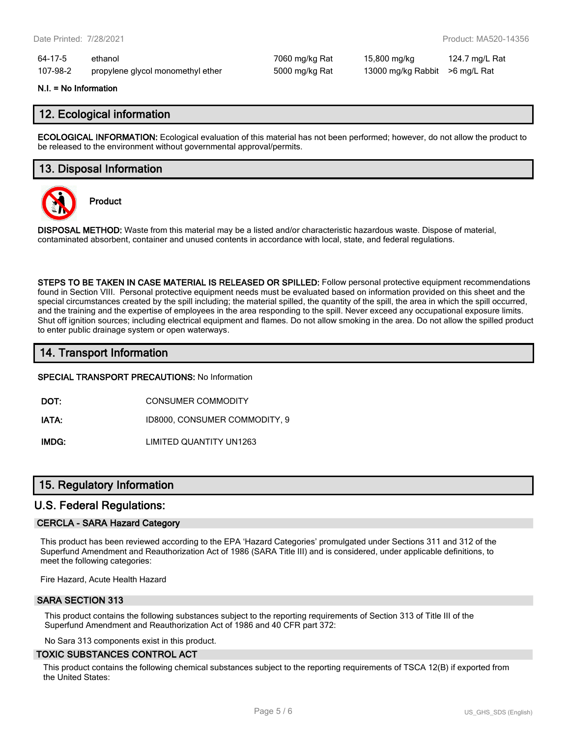| 64-17-5 | ethanol | 7060 mg/kg Rat | 15,800 mg/kg | 124.7 mg/L Rat |
|---|---|---|---|---|
| 107-98-2 | propylene glycol monomethyl ether | 5000 mg/kg Rat | 13000 mg/kg Rabbit | >6 mg/L Rat |

**N.I. = No Information**

## 12. Ecological information

**ECOLOGICAL INFORMATION:** Ecological evaluation of this material has not been performed; however, do not allow the product to be released to the environment without governmental approval/permits.

## 13. Disposal Information

**Product**

**DISPOSAL METHOD:** Waste from this material may be a listed and/or characteristic hazardous waste. Dispose of material, contaminated absorbent, container and unused contents in accordance with local, state, and federal regulations.

**STEPS TO BE TAKEN IN CASE MATERIAL IS RELEASED OR SPILLED:** Follow personal protective equipment recommendations found in Section VIII. Personal protective equipment needs must be evaluated based on information provided on this sheet and the special circumstances created by the spill including; the material spilled, the quantity of the spill, the area in which the spill occurred, and the training and the expertise of employees in the area responding to the spill. Never exceed any occupational exposure limits. Shut off ignition sources; including electrical equipment and flames. Do not allow smoking in the area. Do not allow the spilled product to enter public drainage system or open waterways.

## 14. Transport Information

**SPECIAL TRANSPORT PRECAUTIONS:** No Information

| | |
|---|---|
| **DOT:** | CONSUMER COMMODITY |
| **IATA:** | ID8000, CONSUMER COMMODITY, 9 |
| **IMDG:** | LIMITED QUANTITY UN1263 |

## 15. Regulatory Information

### U.S. Federal Regulations:

#### CERCLA - SARA Hazard Category

This product has been reviewed according to the EPA 'Hazard Categories' promulgated under Sections 311 and 312 of the Superfund Amendment and Reauthorization Act of 1986 (SARA Title III) and is considered, under applicable definitions, to meet the following categories:

Fire Hazard, Acute Health Hazard

#### SARA SECTION 313

This product contains the following substances subject to the reporting requirements of Section 313 of Title III of the Superfund Amendment and Reauthorization Act of 1986 and 40 CFR part 372:

No Sara 313 components exist in this product.

#### TOXIC SUBSTANCES CONTROL ACT

This product contains the following chemical substances subject to the reporting requirements of TSCA 12(B) if exported from the United States: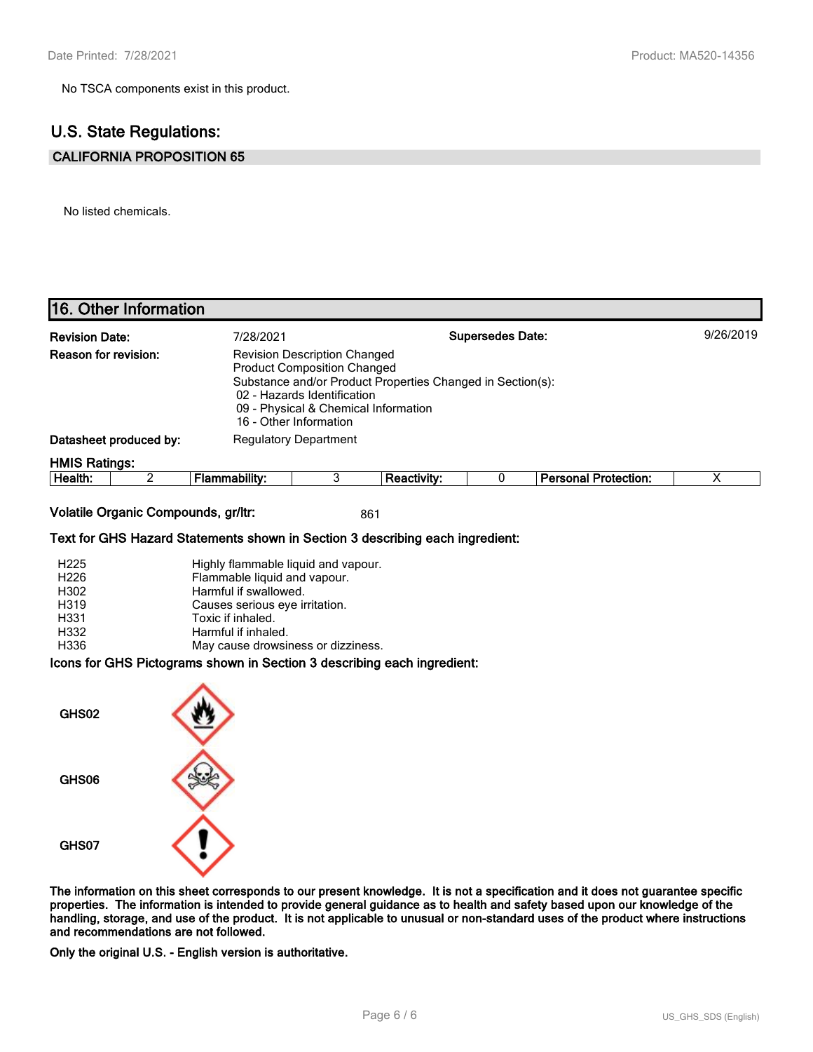No TSCA components exist in this product.

## U.S. State Regulations:

### CALIFORNIA PROPOSITION 65

No listed chemicals.

## 16. Other Information

**Revision Date:** 7/28/2021 **Supersedes Date:** 9/26/2019

**Reason for revision:** Revision Description Changed
Product Composition Changed
Substance and/or Product Properties Changed in Section(s):
02 - Hazards Identification
09 - Physical & Chemical Information
16 - Other Information

**Datasheet produced by:** Regulatory Department

**HMIS Ratings:**

| | | | | | | | |
|---|---|---|---|---|---|---|---|
| **Health:** | 2 | **Flammability:** | 3 | **Reactivity:** | 0 | **Personal Protection:** | X |

**Volatile Organic Compounds, gr/ltr:** 861

**Text for GHS Hazard Statements shown in Section 3 describing each ingredient:**

| | |
|---|---|
| H225 | Highly flammable liquid and vapour. |
| H226 | Flammable liquid and vapour. |
| H302 | Harmful if swallowed. |
| H319 | Causes serious eye irritation. |
| H331 | Toxic if inhaled. |
| H332 | Harmful if inhaled. |
| H336 | May cause drowsiness or dizziness. |

**Icons for GHS Pictograms shown in Section 3 describing each ingredient:**

GHS02

GHS06

GHS07

**The information on this sheet corresponds to our present knowledge. It is not a specification and it does not guarantee specific properties. The information is intended to provide general guidance as to health and safety based upon our knowledge of the handling, storage, and use of the product. It is not applicable to unusual or non-standard uses of the product where instructions and recommendations are not followed.**

**Only the original U.S. - English version is authoritative.**